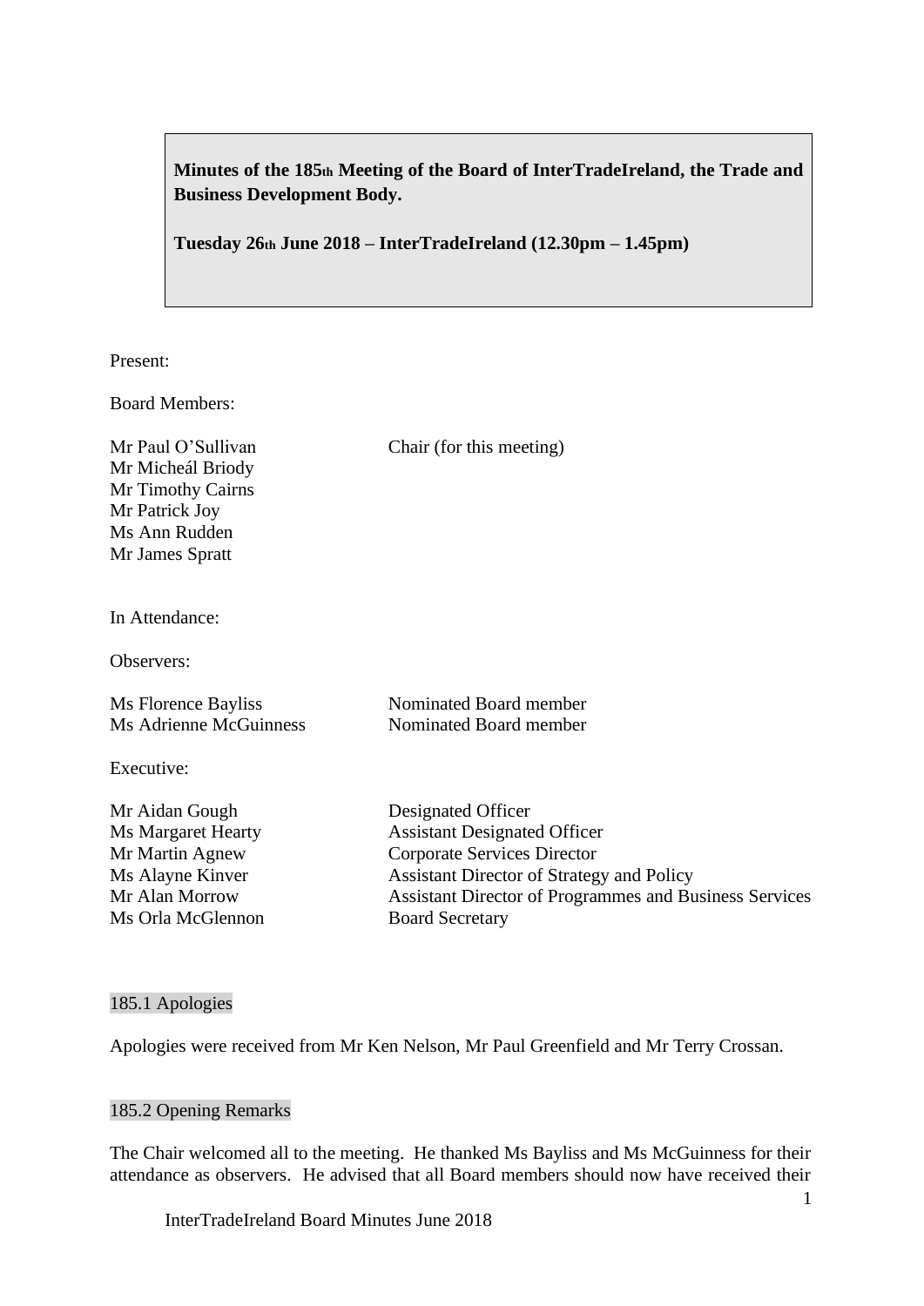**Minutes of the 185th Meeting of the Board of InterTradeIreland, the Trade and Business Development Body.**

**Tuesday 26th June 2018 – InterTradeIreland (12.30pm – 1.45pm)**

Present:

Board Members:

| | |
|---|---|
| Mr Paul O'Sullivan | Chair (for this meeting) |
| Mr Micheál Briody | |
| Mr Timothy Cairns | |
| Mr Patrick Joy | |
| Ms Ann Rudden | |
| Mr James Spratt | |

In Attendance:

Observers:

| | |
|---|---|
| Ms Florence Bayliss | Nominated Board member |
| Ms Adrienne McGuinness | Nominated Board member |

Executive:

| | |
|---|---|
| Mr Aidan Gough | Designated Officer |
| Ms Margaret Hearty | Assistant Designated Officer |
| Mr Martin Agnew | Corporate Services Director |
| Ms Alayne Kinver | Assistant Director of Strategy and Policy |
| Mr Alan Morrow | Assistant Director of Programmes and Business Services |
| Ms Orla McGlennon | Board Secretary |

## 185.1 Apologies

Apologies were received from Mr Ken Nelson, Mr Paul Greenfield and Mr Terry Crossan.

## 185.2 Opening Remarks

The Chair welcomed all to the meeting. He thanked Ms Bayliss and Ms McGuinness for their attendance as observers. He advised that all Board members should now have received their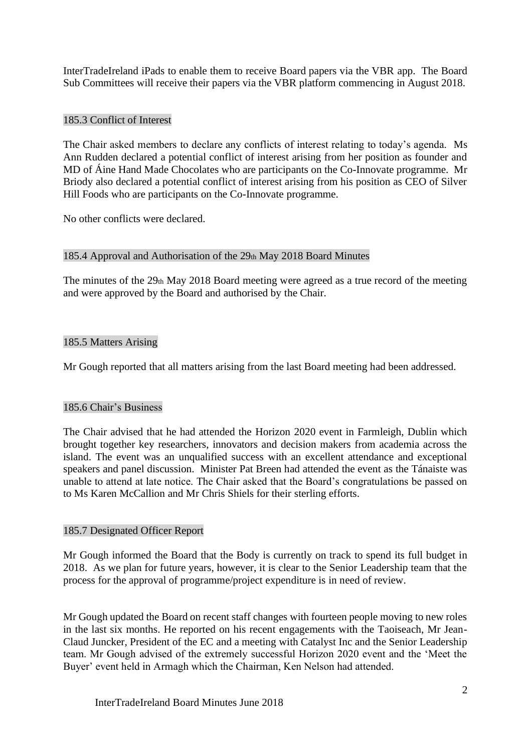InterTradeIreland iPads to enable them to receive Board papers via the VBR app. The Board Sub Committees will receive their papers via the VBR platform commencing in August 2018.

## 185.3 Conflict of Interest

The Chair asked members to declare any conflicts of interest relating to today's agenda. Ms Ann Rudden declared a potential conflict of interest arising from her position as founder and MD of Áine Hand Made Chocolates who are participants on the Co-Innovate programme. Mr Briody also declared a potential conflict of interest arising from his position as CEO of Silver Hill Foods who are participants on the Co-Innovate programme.

No other conflicts were declared.

## 185.4 Approval and Authorisation of the 29th May 2018 Board Minutes

The minutes of the 29th May 2018 Board meeting were agreed as a true record of the meeting and were approved by the Board and authorised by the Chair.

## 185.5 Matters Arising

Mr Gough reported that all matters arising from the last Board meeting had been addressed.

## 185.6 Chair's Business

The Chair advised that he had attended the Horizon 2020 event in Farmleigh, Dublin which brought together key researchers, innovators and decision makers from academia across the island. The event was an unqualified success with an excellent attendance and exceptional speakers and panel discussion. Minister Pat Breen had attended the event as the Tánaiste was unable to attend at late notice. The Chair asked that the Board's congratulations be passed on to Ms Karen McCallion and Mr Chris Shiels for their sterling efforts.

## 185.7 Designated Officer Report

Mr Gough informed the Board that the Body is currently on track to spend its full budget in 2018. As we plan for future years, however, it is clear to the Senior Leadership team that the process for the approval of programme/project expenditure is in need of review.

Mr Gough updated the Board on recent staff changes with fourteen people moving to new roles in the last six months. He reported on his recent engagements with the Taoiseach, Mr Jean-Claud Juncker, President of the EC and a meeting with Catalyst Inc and the Senior Leadership team. Mr Gough advised of the extremely successful Horizon 2020 event and the 'Meet the Buyer' event held in Armagh which the Chairman, Ken Nelson had attended.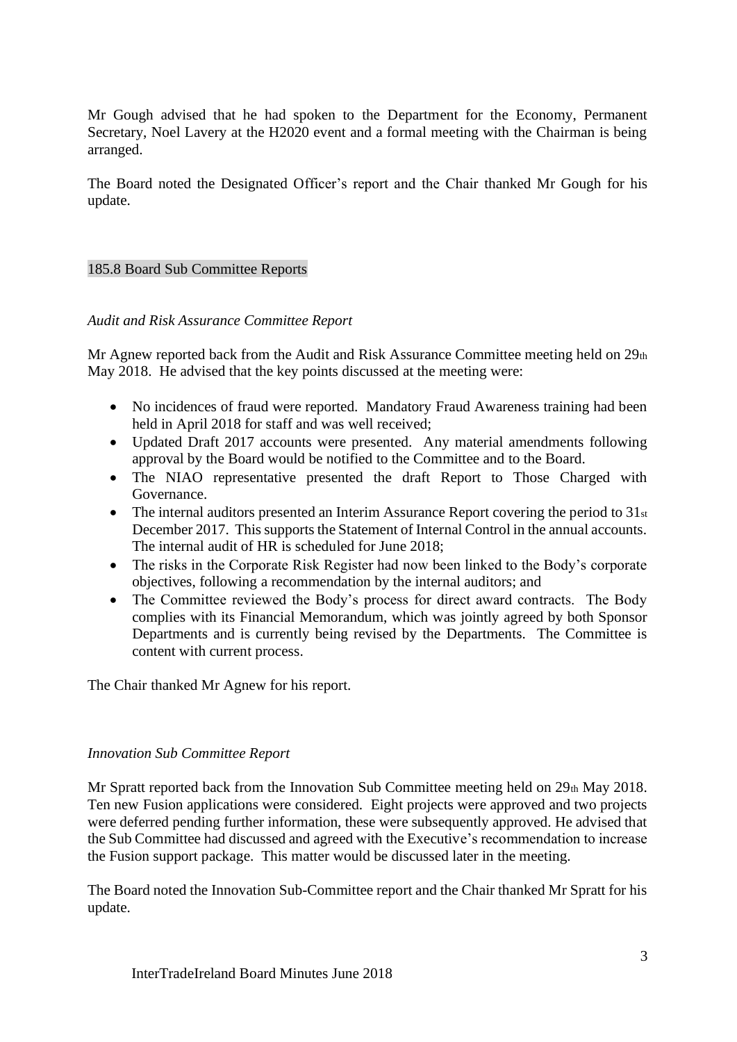Mr Gough advised that he had spoken to the Department for the Economy, Permanent Secretary, Noel Lavery at the H2020 event and a formal meeting with the Chairman is being arranged.

The Board noted the Designated Officer's report and the Chair thanked Mr Gough for his update.

## 185.8 Board Sub Committee Reports

*Audit and Risk Assurance Committee Report*

Mr Agnew reported back from the Audit and Risk Assurance Committee meeting held on 29th May 2018. He advised that the key points discussed at the meeting were:

- No incidences of fraud were reported. Mandatory Fraud Awareness training had been held in April 2018 for staff and was well received;
- Updated Draft 2017 accounts were presented. Any material amendments following approval by the Board would be notified to the Committee and to the Board.
- The NIAO representative presented the draft Report to Those Charged with Governance.
- The internal auditors presented an Interim Assurance Report covering the period to 31st December 2017. This supports the Statement of Internal Control in the annual accounts. The internal audit of HR is scheduled for June 2018;
- The risks in the Corporate Risk Register had now been linked to the Body's corporate objectives, following a recommendation by the internal auditors; and
- The Committee reviewed the Body's process for direct award contracts. The Body complies with its Financial Memorandum, which was jointly agreed by both Sponsor Departments and is currently being revised by the Departments. The Committee is content with current process.

The Chair thanked Mr Agnew for his report.

*Innovation Sub Committee Report*

Mr Spratt reported back from the Innovation Sub Committee meeting held on 29th May 2018. Ten new Fusion applications were considered. Eight projects were approved and two projects were deferred pending further information, these were subsequently approved. He advised that the Sub Committee had discussed and agreed with the Executive's recommendation to increase the Fusion support package. This matter would be discussed later in the meeting.

The Board noted the Innovation Sub-Committee report and the Chair thanked Mr Spratt for his update.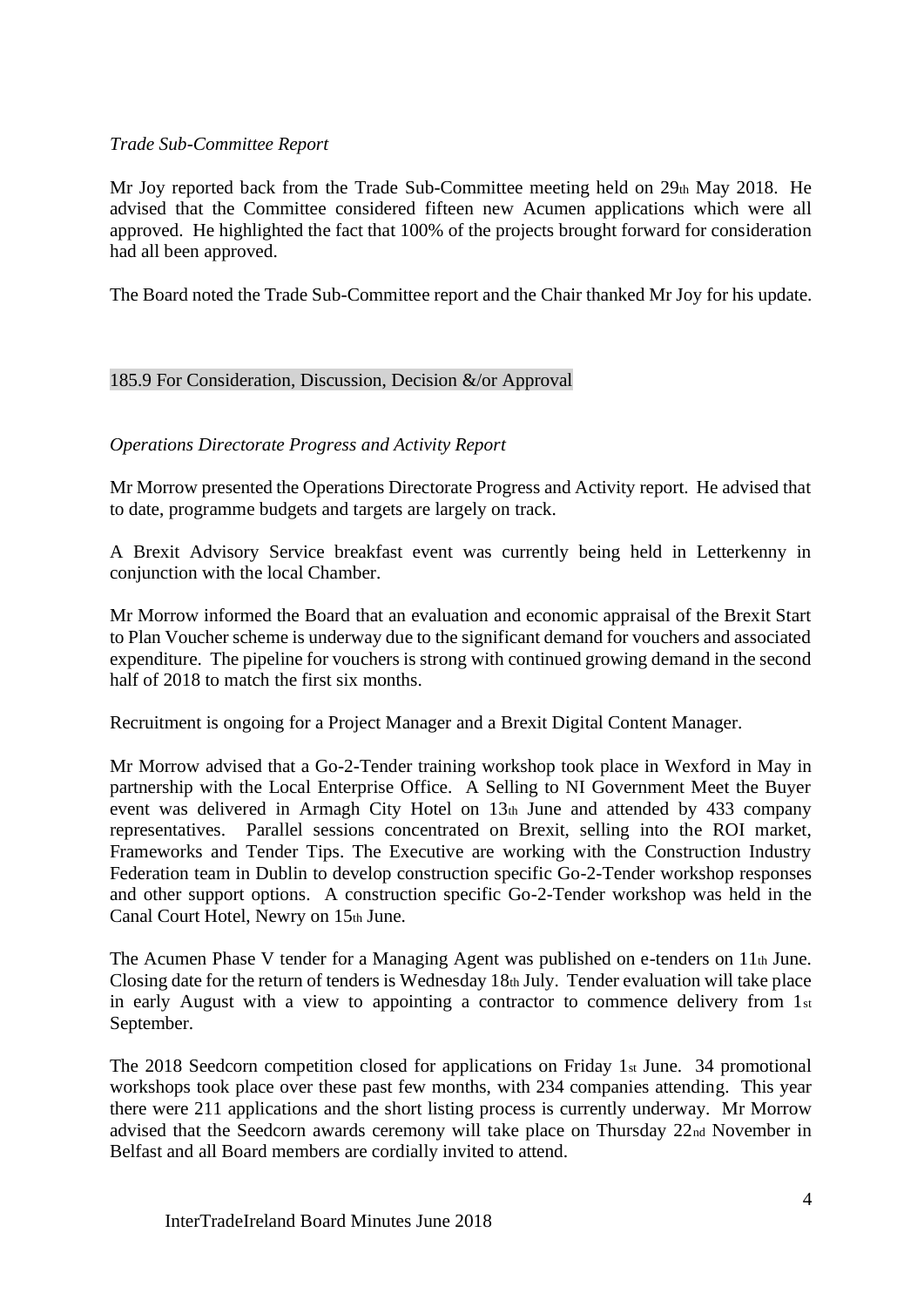*Trade Sub-Committee Report*

Mr Joy reported back from the Trade Sub-Committee meeting held on 29th May 2018. He advised that the Committee considered fifteen new Acumen applications which were all approved. He highlighted the fact that 100% of the projects brought forward for consideration had all been approved.

The Board noted the Trade Sub-Committee report and the Chair thanked Mr Joy for his update.

185.9 For Consideration, Discussion, Decision &/or Approval

*Operations Directorate Progress and Activity Report*

Mr Morrow presented the Operations Directorate Progress and Activity report. He advised that to date, programme budgets and targets are largely on track.

A Brexit Advisory Service breakfast event was currently being held in Letterkenny in conjunction with the local Chamber.

Mr Morrow informed the Board that an evaluation and economic appraisal of the Brexit Start to Plan Voucher scheme is underway due to the significant demand for vouchers and associated expenditure. The pipeline for vouchers is strong with continued growing demand in the second half of 2018 to match the first six months.

Recruitment is ongoing for a Project Manager and a Brexit Digital Content Manager.

Mr Morrow advised that a Go-2-Tender training workshop took place in Wexford in May in partnership with the Local Enterprise Office. A Selling to NI Government Meet the Buyer event was delivered in Armagh City Hotel on 13th June and attended by 433 company representatives. Parallel sessions concentrated on Brexit, selling into the ROI market, Frameworks and Tender Tips. The Executive are working with the Construction Industry Federation team in Dublin to develop construction specific Go-2-Tender workshop responses and other support options. A construction specific Go-2-Tender workshop was held in the Canal Court Hotel, Newry on 15th June.

The Acumen Phase V tender for a Managing Agent was published on e-tenders on 11th June. Closing date for the return of tenders is Wednesday 18th July. Tender evaluation will take place in early August with a view to appointing a contractor to commence delivery from 1st September.

The 2018 Seedcorn competition closed for applications on Friday 1st June. 34 promotional workshops took place over these past few months, with 234 companies attending. This year there were 211 applications and the short listing process is currently underway. Mr Morrow advised that the Seedcorn awards ceremony will take place on Thursday 22nd November in Belfast and all Board members are cordially invited to attend.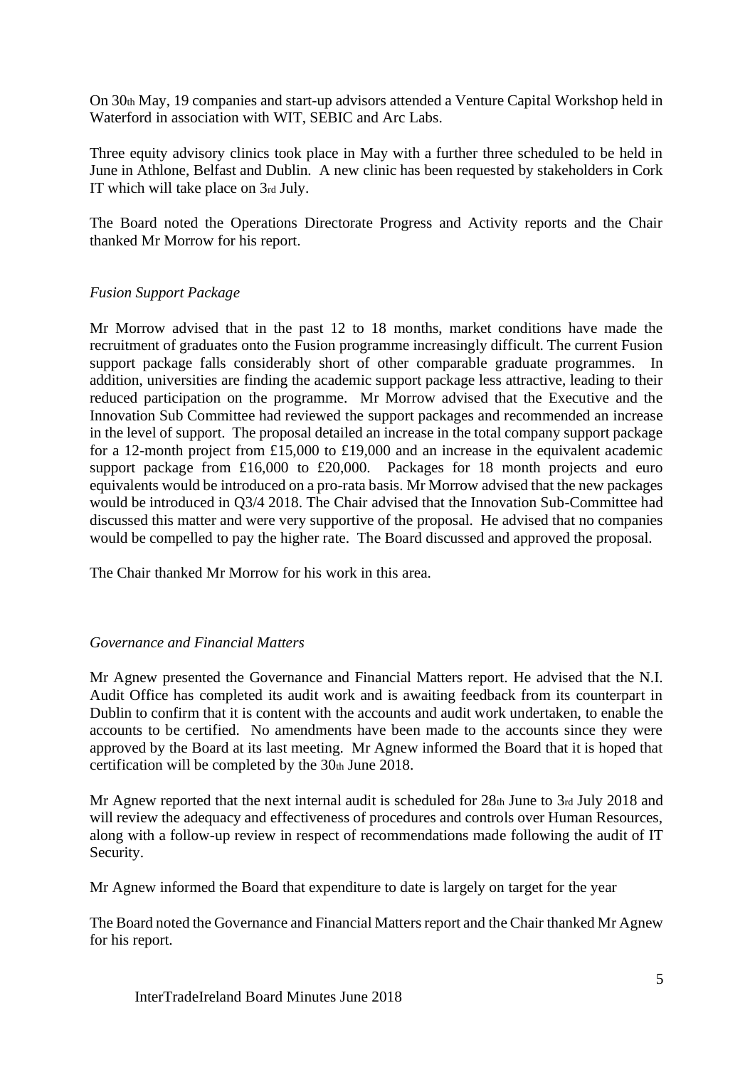On 30th May, 19 companies and start-up advisors attended a Venture Capital Workshop held in Waterford in association with WIT, SEBIC and Arc Labs.

Three equity advisory clinics took place in May with a further three scheduled to be held in June in Athlone, Belfast and Dublin. A new clinic has been requested by stakeholders in Cork IT which will take place on 3rd July.

The Board noted the Operations Directorate Progress and Activity reports and the Chair thanked Mr Morrow for his report.

*Fusion Support Package*

Mr Morrow advised that in the past 12 to 18 months, market conditions have made the recruitment of graduates onto the Fusion programme increasingly difficult. The current Fusion support package falls considerably short of other comparable graduate programmes. In addition, universities are finding the academic support package less attractive, leading to their reduced participation on the programme. Mr Morrow advised that the Executive and the Innovation Sub Committee had reviewed the support packages and recommended an increase in the level of support. The proposal detailed an increase in the total company support package for a 12-month project from £15,000 to £19,000 and an increase in the equivalent academic support package from £16,000 to £20,000. Packages for 18 month projects and euro equivalents would be introduced on a pro-rata basis. Mr Morrow advised that the new packages would be introduced in Q3/4 2018. The Chair advised that the Innovation Sub-Committee had discussed this matter and were very supportive of the proposal. He advised that no companies would be compelled to pay the higher rate. The Board discussed and approved the proposal.

The Chair thanked Mr Morrow for his work in this area.

*Governance and Financial Matters*

Mr Agnew presented the Governance and Financial Matters report. He advised that the N.I. Audit Office has completed its audit work and is awaiting feedback from its counterpart in Dublin to confirm that it is content with the accounts and audit work undertaken, to enable the accounts to be certified. No amendments have been made to the accounts since they were approved by the Board at its last meeting. Mr Agnew informed the Board that it is hoped that certification will be completed by the 30th June 2018.

Mr Agnew reported that the next internal audit is scheduled for 28th June to 3rd July 2018 and will review the adequacy and effectiveness of procedures and controls over Human Resources, along with a follow-up review in respect of recommendations made following the audit of IT Security.

Mr Agnew informed the Board that expenditure to date is largely on target for the year

The Board noted the Governance and Financial Matters report and the Chair thanked Mr Agnew for his report.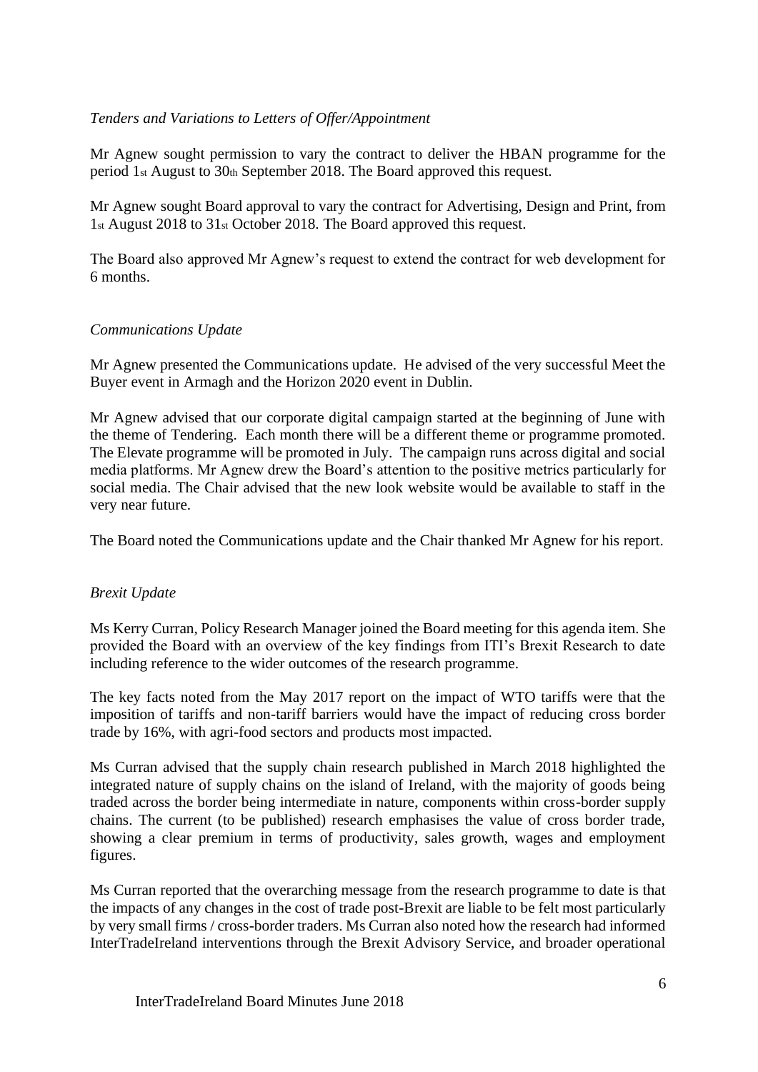*Tenders and Variations to Letters of Offer/Appointment*

Mr Agnew sought permission to vary the contract to deliver the HBAN programme for the period 1st August to 30th September 2018. The Board approved this request.

Mr Agnew sought Board approval to vary the contract for Advertising, Design and Print, from 1st August 2018 to 31st October 2018. The Board approved this request.

The Board also approved Mr Agnew's request to extend the contract for web development for 6 months.

*Communications Update*

Mr Agnew presented the Communications update. He advised of the very successful Meet the Buyer event in Armagh and the Horizon 2020 event in Dublin.

Mr Agnew advised that our corporate digital campaign started at the beginning of June with the theme of Tendering. Each month there will be a different theme or programme promoted. The Elevate programme will be promoted in July. The campaign runs across digital and social media platforms. Mr Agnew drew the Board's attention to the positive metrics particularly for social media. The Chair advised that the new look website would be available to staff in the very near future.

The Board noted the Communications update and the Chair thanked Mr Agnew for his report.

*Brexit Update*

Ms Kerry Curran, Policy Research Manager joined the Board meeting for this agenda item. She provided the Board with an overview of the key findings from ITI's Brexit Research to date including reference to the wider outcomes of the research programme.

The key facts noted from the May 2017 report on the impact of WTO tariffs were that the imposition of tariffs and non-tariff barriers would have the impact of reducing cross border trade by 16%, with agri-food sectors and products most impacted.

Ms Curran advised that the supply chain research published in March 2018 highlighted the integrated nature of supply chains on the island of Ireland, with the majority of goods being traded across the border being intermediate in nature, components within cross-border supply chains. The current (to be published) research emphasises the value of cross border trade, showing a clear premium in terms of productivity, sales growth, wages and employment figures.

Ms Curran reported that the overarching message from the research programme to date is that the impacts of any changes in the cost of trade post-Brexit are liable to be felt most particularly by very small firms / cross-border traders. Ms Curran also noted how the research had informed InterTradeIreland interventions through the Brexit Advisory Service, and broader operational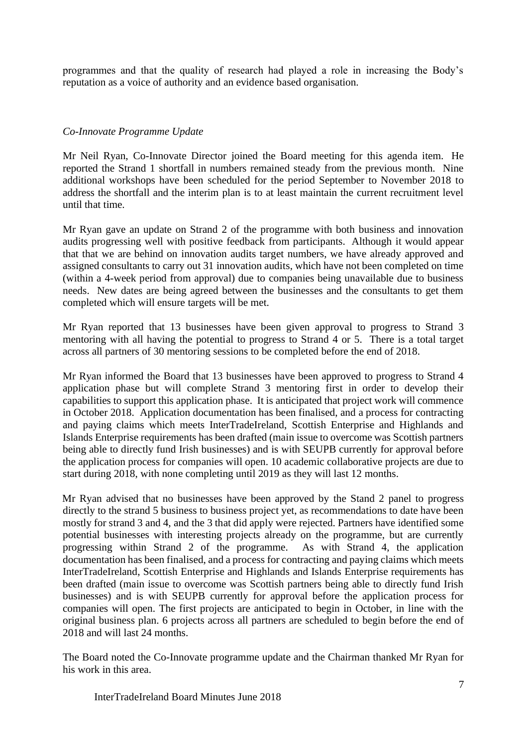programmes and that the quality of research had played a role in increasing the Body's reputation as a voice of authority and an evidence based organisation.

*Co-Innovate Programme Update*

Mr Neil Ryan, Co-Innovate Director joined the Board meeting for this agenda item. He reported the Strand 1 shortfall in numbers remained steady from the previous month. Nine additional workshops have been scheduled for the period September to November 2018 to address the shortfall and the interim plan is to at least maintain the current recruitment level until that time.

Mr Ryan gave an update on Strand 2 of the programme with both business and innovation audits progressing well with positive feedback from participants. Although it would appear that that we are behind on innovation audits target numbers, we have already approved and assigned consultants to carry out 31 innovation audits, which have not been completed on time (within a 4-week period from approval) due to companies being unavailable due to business needs. New dates are being agreed between the businesses and the consultants to get them completed which will ensure targets will be met.

Mr Ryan reported that 13 businesses have been given approval to progress to Strand 3 mentoring with all having the potential to progress to Strand 4 or 5. There is a total target across all partners of 30 mentoring sessions to be completed before the end of 2018.

Mr Ryan informed the Board that 13 businesses have been approved to progress to Strand 4 application phase but will complete Strand 3 mentoring first in order to develop their capabilities to support this application phase. It is anticipated that project work will commence in October 2018. Application documentation has been finalised, and a process for contracting and paying claims which meets InterTradeIreland, Scottish Enterprise and Highlands and Islands Enterprise requirements has been drafted (main issue to overcome was Scottish partners being able to directly fund Irish businesses) and is with SEUPB currently for approval before the application process for companies will open. 10 academic collaborative projects are due to start during 2018, with none completing until 2019 as they will last 12 months.

Mr Ryan advised that no businesses have been approved by the Stand 2 panel to progress directly to the strand 5 business to business project yet, as recommendations to date have been mostly for strand 3 and 4, and the 3 that did apply were rejected. Partners have identified some potential businesses with interesting projects already on the programme, but are currently progressing within Strand 2 of the programme. As with Strand 4, the application documentation has been finalised, and a process for contracting and paying claims which meets InterTradeIreland, Scottish Enterprise and Highlands and Islands Enterprise requirements has been drafted (main issue to overcome was Scottish partners being able to directly fund Irish businesses) and is with SEUPB currently for approval before the application process for companies will open. The first projects are anticipated to begin in October, in line with the original business plan. 6 projects across all partners are scheduled to begin before the end of 2018 and will last 24 months.

The Board noted the Co-Innovate programme update and the Chairman thanked Mr Ryan for his work in this area.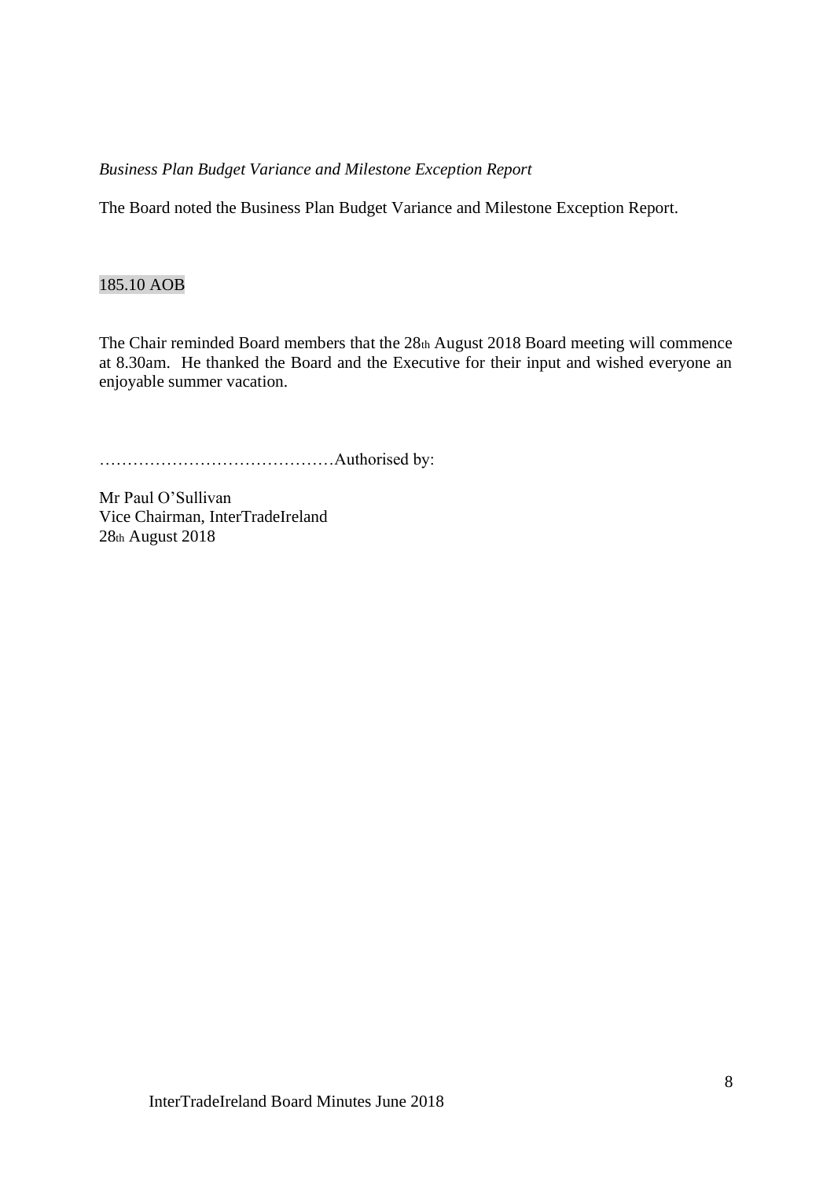*Business Plan Budget Variance and Milestone Exception Report*

The Board noted the Business Plan Budget Variance and Milestone Exception Report.

185.10 AOB

The Chair reminded Board members that the 28th August 2018 Board meeting will commence at 8.30am. He thanked the Board and the Executive for their input and wished everyone an enjoyable summer vacation.

……………………………………Authorised by:

Mr Paul O'Sullivan
Vice Chairman, InterTradeIreland
28th August 2018